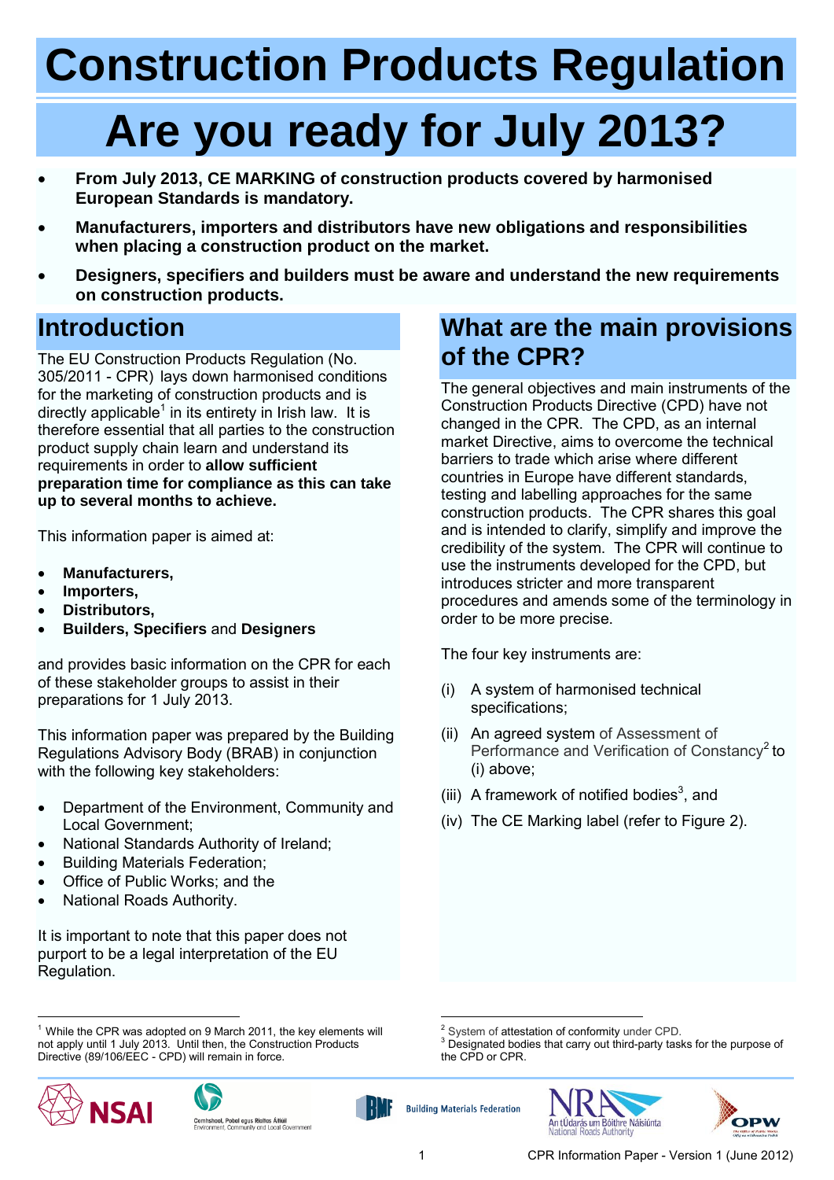# Construction Products Regulation

# Are you ready for July 2013?

- **From July 2013, CE MARKING of construction products covered by harmonised European Standards is mandatory.**
- **Manufacturers, importers and distributors have new obligations and responsibilities when placing a construction product on the market.**
- **Designers, specifiers and builders must be aware and understand the new requirements on construction products.**

## Introduction

The EU Construction Products Regulation (No. 305/2011 - CPR) lays down harmonised conditions for the marketing of construction products and is directly applicable[1] in its entirety in Irish law. It is therefore essential that all parties to the construction product supply chain learn and understand its requirements in order to **allow sufficient preparation time for compliance as this can take up to several months to achieve.**

This information paper is aimed at:

- **Manufacturers,**
- **Importers,**
- **Distributors,**
- **Builders, Specifiers** and **Designers**

and provides basic information on the CPR for each of these stakeholder groups to assist in their preparations for 1 July 2013.

This information paper was prepared by the Building Regulations Advisory Body (BRAB) in conjunction with the following key stakeholders:

- Department of the Environment, Community and Local Government;
- National Standards Authority of Ireland;
- Building Materials Federation;
- Office of Public Works; and the
- National Roads Authority.

It is important to note that this paper does not purport to be a legal interpretation of the EU Regulation.

## What are the main provisions of the CPR?

The general objectives and main instruments of the Construction Products Directive (CPD) have not changed in the CPR. The CPD, as an internal market Directive, aims to overcome the technical barriers to trade which arise where different countries in Europe have different standards, testing and labelling approaches for the same construction products. The CPR shares this goal and is intended to clarify, simplify and improve the credibility of the system. The CPR will continue to use the instruments developed for the CPD, but introduces stricter and more transparent procedures and amends some of the terminology in order to be more precise.

The four key instruments are:

(i) A system of harmonised technical specifications;

(ii) An agreed system of Assessment of Performance and Verification of Constancy[2] to (i) above;

(iii) A framework of notified bodies[3], and

(iv) The CE Marking label (refer to Figure 2).

---

[1] While the CPR was adopted on 9 March 2011, the key elements will not apply until 1 July 2013. Until then, the Construction Products Directive (89/106/EEC - CPD) will remain in force.

[2] System of attestation of conformity under CPD.

[3] Designated bodies that carry out third-party tasks for the purpose of the CPD or CPR.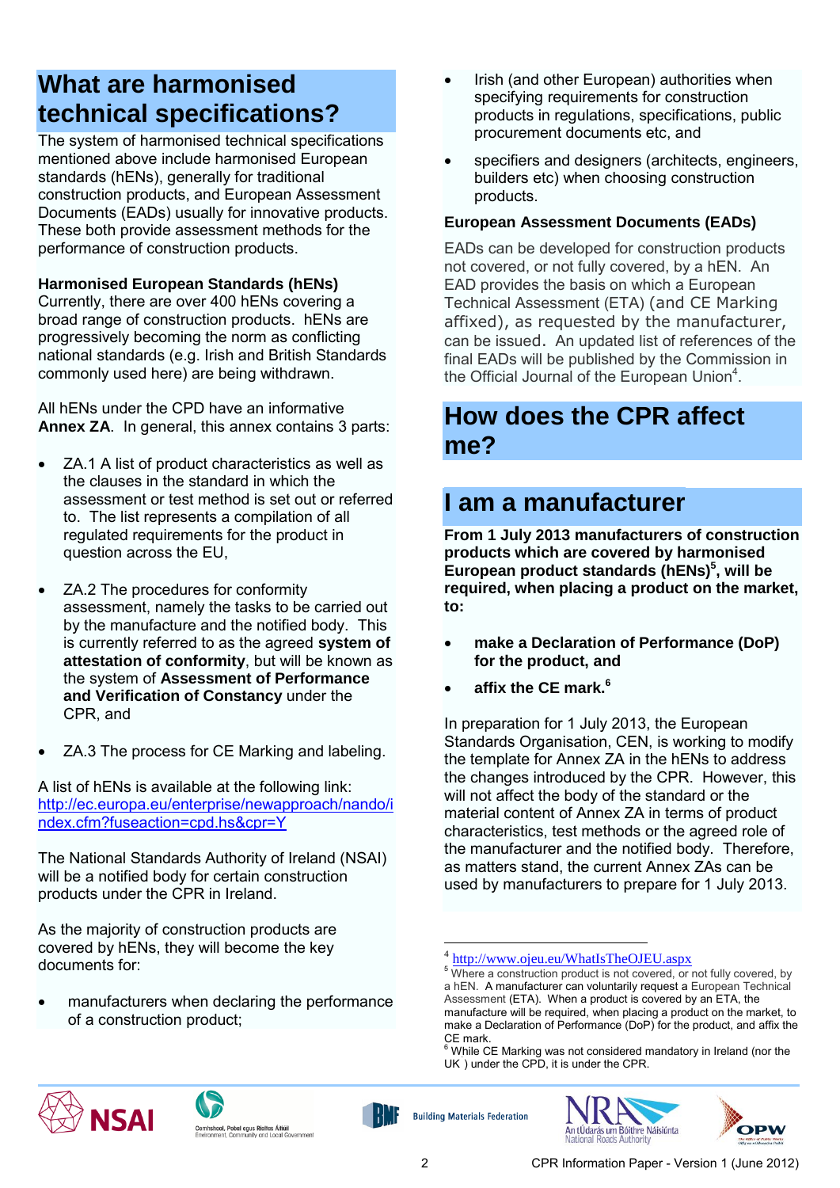## What are harmonised technical specifications?

The system of harmonised technical specifications mentioned above include harmonised European standards (hENs), generally for traditional construction products, and European Assessment Documents (EADs) usually for innovative products. These both provide assessment methods for the performance of construction products.

**Harmonised European Standards (hENs)**
Currently, there are over 400 hENs covering a broad range of construction products. hENs are progressively becoming the norm as conflicting national standards (e.g. Irish and British Standards commonly used here) are being withdrawn.

All hENs under the CPD have an informative **Annex ZA**. In general, this annex contains 3 parts:

- ZA.1 A list of product characteristics as well as the clauses in the standard in which the assessment or test method is set out or referred to. The list represents a compilation of all regulated requirements for the product in question across the EU,
- ZA.2 The procedures for conformity assessment, namely the tasks to be carried out by the manufacture and the notified body. This is currently referred to as the agreed **system of attestation of conformity**, but will be known as the system of **Assessment of Performance and Verification of Constancy** under the CPR, and
- ZA.3 The process for CE Marking and labeling.

A list of hENs is available at the following link: http://ec.europa.eu/enterprise/newapproach/nando/index.cfm?fuseaction=cpd.hs&cpr=Y

The National Standards Authority of Ireland (NSAI) will be a notified body for certain construction products under the CPR in Ireland.

As the majority of construction products are covered by hENs, they will become the key documents for:

- manufacturers when declaring the performance of a construction product;
- Irish (and other European) authorities when specifying requirements for construction products in regulations, specifications, public procurement documents etc, and
- specifiers and designers (architects, engineers, builders etc) when choosing construction products.

**European Assessment Documents (EADs)**

EADs can be developed for construction products not covered, or not fully covered, by a hEN. An EAD provides the basis on which a European Technical Assessment (ETA) (and CE Marking affixed), as requested by the manufacturer, can be issued. An updated list of references of the final EADs will be published by the Commission in the Official Journal of the European Union[4].

## How does the CPR affect me?

## I am a manufacturer

**From 1 July 2013 manufacturers of construction products which are covered by harmonised European product standards (hENs)[5], will be required, when placing a product on the market, to:**

- **make a Declaration of Performance (DoP) for the product, and**
- **affix the CE mark.[6]**

In preparation for 1 July 2013, the European Standards Organisation, CEN, is working to modify the template for Annex ZA in the hENs to address the changes introduced by the CPR. However, this will not affect the body of the standard or the material content of Annex ZA in terms of product characteristics, test methods or the agreed role of the manufacturer and the notified body. Therefore, as matters stand, the current Annex ZAs can be used by manufacturers to prepare for 1 July 2013.

---

[4] http://www.ojeu.eu/WhatIsTheOJEU.aspx

[5] Where a construction product is not covered, or not fully covered, by a hEN. A manufacturer can voluntarily request a European Technical Assessment (ETA). When a product is covered by an ETA, the manufacture will be required, when placing a product on the market, to make a Declaration of Performance (DoP) for the product, and affix the CE mark.

[6] While CE Marking was not considered mandatory in Ireland (nor the UK ) under the CPD, it is under the CPR.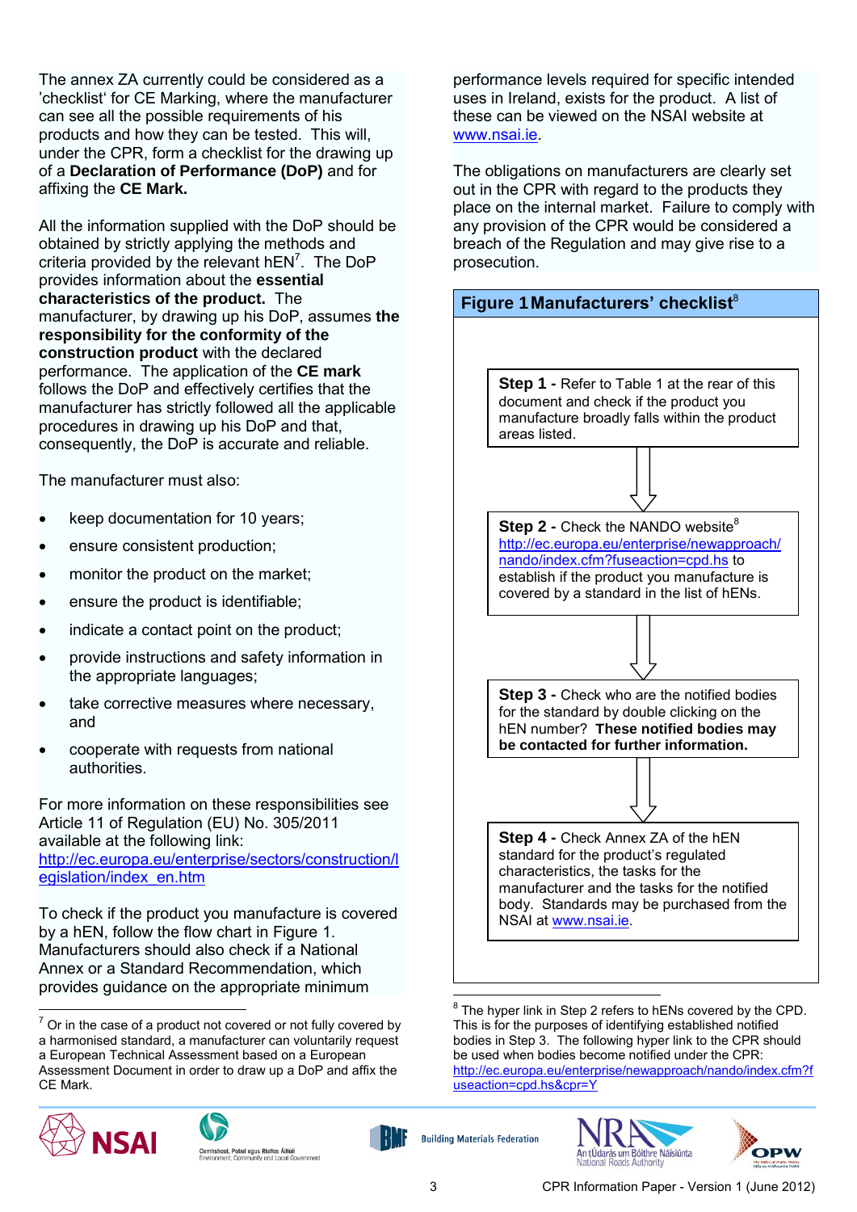The annex ZA currently could be considered as a 'checklist' for CE Marking, where the manufacturer can see all the possible requirements of his products and how they can be tested. This will, under the CPR, form a checklist for the drawing up of a **Declaration of Performance (DoP)** and for affixing the **CE Mark.**

All the information supplied with the DoP should be obtained by strictly applying the methods and criteria provided by the relevant hEN[7]. The DoP provides information about the **essential characteristics of the product.** The manufacturer, by drawing up his DoP, assumes **the responsibility for the conformity of the construction product** with the declared performance. The application of the **CE mark** follows the DoP and effectively certifies that the manufacturer has strictly followed all the applicable procedures in drawing up his DoP and that, consequently, the DoP is accurate and reliable.

The manufacturer must also:

- keep documentation for 10 years;
- ensure consistent production;
- monitor the product on the market;
- ensure the product is identifiable;
- indicate a contact point on the product;
- provide instructions and safety information in the appropriate languages;
- take corrective measures where necessary, and
- cooperate with requests from national authorities.

For more information on these responsibilities see Article 11 of Regulation (EU) No. 305/2011 available at the following link: http://ec.europa.eu/enterprise/sectors/construction/legislation/index_en.htm

To check if the product you manufacture is covered by a hEN, follow the flow chart in Figure 1. Manufacturers should also check if a National Annex or a Standard Recommendation, which provides guidance on the appropriate minimum performance levels required for specific intended uses in Ireland, exists for the product. A list of these can be viewed on the NSAI website at www.nsai.ie.

The obligations on manufacturers are clearly set out in the CPR with regard to the products they place on the internal market. Failure to comply with any provision of the CPR would be considered a breach of the Regulation and may give rise to a prosecution.

**Figure 1 Manufacturers' checklist[8]**

**Step 1 -** Refer to Table 1 at the rear of this document and check if the product you manufacture broadly falls within the product areas listed.

↓

**Step 2 -** Check the NANDO website[8] http://ec.europa.eu/enterprise/newapproach/nando/index.cfm?fuseaction=cpd.hs to establish if the product you manufacture is covered by a standard in the list of hENs.

↓

**Step 3 -** Check who are the notified bodies for the standard by double clicking on the hEN number? **These notified bodies may be contacted for further information.**

↓

**Step 4 -** Check Annex ZA of the hEN standard for the product's regulated characteristics, the tasks for the manufacturer and the tasks for the notified body. Standards may be purchased from the NSAI at www.nsai.ie.

---

[7] Or in the case of a product not covered or not fully covered by a harmonised standard, a manufacturer can voluntarily request a European Technical Assessment based on a European Assessment Document in order to draw up a DoP and affix the CE Mark.

[8] The hyper link in Step 2 refers to hENs covered by the CPD. This is for the purposes of identifying established notified bodies in Step 3. The following hyper link to the CPR should be used when bodies become notified under the CPR: http://ec.europa.eu/enterprise/newapproach/nando/index.cfm?fuseaction=cpd.hs&cpr=Y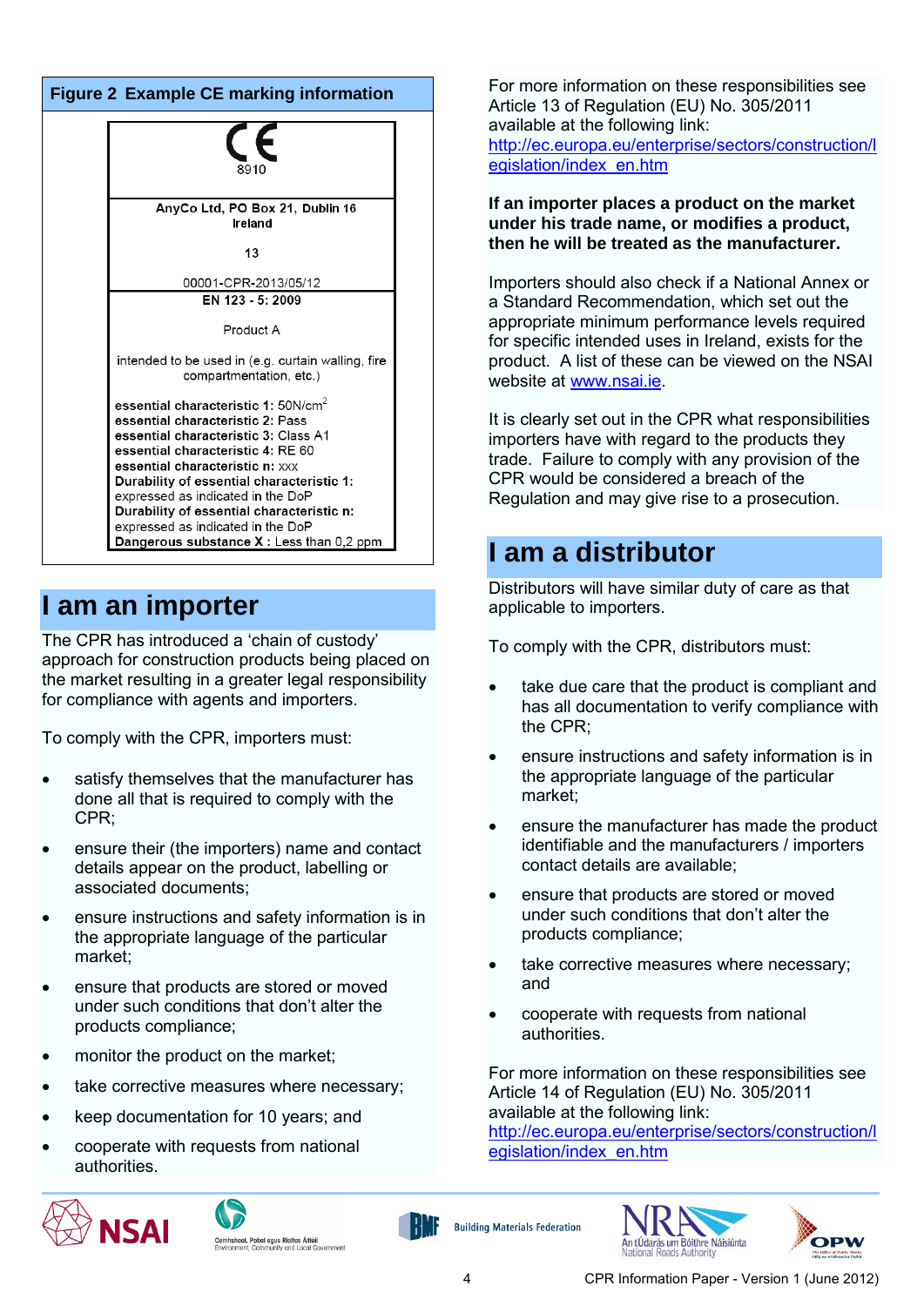**Figure 2 Example CE marking information**

CE
8910

AnyCo Ltd, PO Box 21, Dublin 16
Ireland

13

00001-CPR-2013/05/12

EN 123 - 5: 2009

Product A

intended to be used in (e.g. curtain walling, fire compartmentation, etc.)

**essential characteristic 1:** 50N/cm$^2$
**essential characteristic 2:** Pass
**essential characteristic 3:** Class A1
**essential characteristic 4:** RE 60
**essential characteristic n:** xxx
**Durability of essential characteristic 1:** expressed as indicated in the DoP
**Durability of essential characteristic n:** expressed as indicated in the DoP
**Dangerous substance X :** Less than 0,2 ppm

# I am an importer

The CPR has introduced a 'chain of custody' approach for construction products being placed on the market resulting in a greater legal responsibility for compliance with agents and importers.

To comply with the CPR, importers must:

- satisfy themselves that the manufacturer has done all that is required to comply with the CPR;
- ensure their (the importers) name and contact details appear on the product, labelling or associated documents;
- ensure instructions and safety information is in the appropriate language of the particular market;
- ensure that products are stored or moved under such conditions that don't alter the products compliance;
- monitor the product on the market;
- take corrective measures where necessary;
- keep documentation for 10 years; and
- cooperate with requests from national authorities.

For more information on these responsibilities see Article 13 of Regulation (EU) No. 305/2011 available at the following link: http://ec.europa.eu/enterprise/sectors/construction/legislation/index_en.htm

**If an importer places a product on the market under his trade name, or modifies a product, then he will be treated as the manufacturer.**

Importers should also check if a National Annex or a Standard Recommendation, which set out the appropriate minimum performance levels required for specific intended uses in Ireland, exists for the product. A list of these can be viewed on the NSAI website at www.nsai.ie.

It is clearly set out in the CPR what responsibilities importers have with regard to the products they trade. Failure to comply with any provision of the CPR would be considered a breach of the Regulation and may give rise to a prosecution.

# I am a distributor

Distributors will have similar duty of care as that applicable to importers.

To comply with the CPR, distributors must:

- take due care that the product is compliant and has all documentation to verify compliance with the CPR;
- ensure instructions and safety information is in the appropriate language of the particular market;
- ensure the manufacturer has made the product identifiable and the manufacturers / importers contact details are available;
- ensure that products are stored or moved under such conditions that don't alter the products compliance;
- take corrective measures where necessary; and
- cooperate with requests from national authorities.

For more information on these responsibilities see Article 14 of Regulation (EU) No. 305/2011 available at the following link: http://ec.europa.eu/enterprise/sectors/construction/legislation/index_en.htm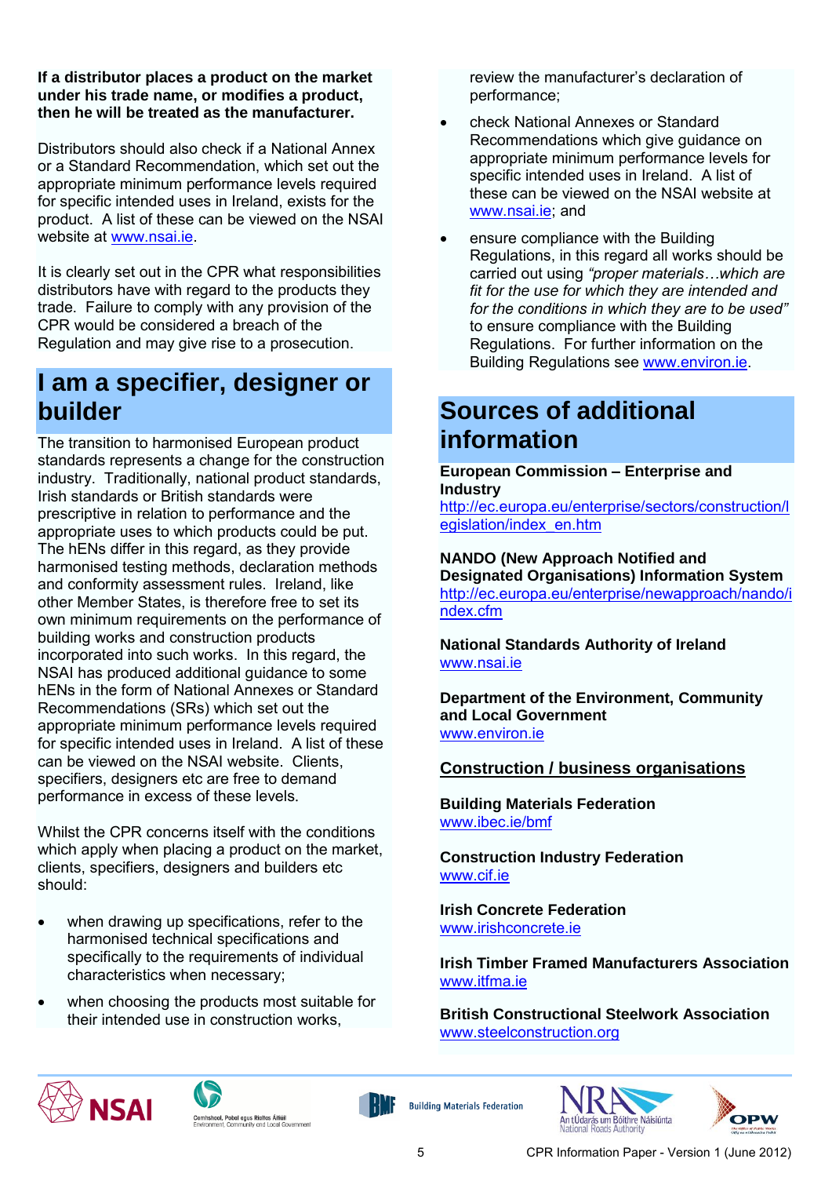**If a distributor places a product on the market under his trade name, or modifies a product, then he will be treated as the manufacturer.**

Distributors should also check if a National Annex or a Standard Recommendation, which set out the appropriate minimum performance levels required for specific intended uses in Ireland, exists for the product. A list of these can be viewed on the NSAI website at www.nsai.ie.

It is clearly set out in the CPR what responsibilities distributors have with regard to the products they trade. Failure to comply with any provision of the CPR would be considered a breach of the Regulation and may give rise to a prosecution.

## I am a specifier, designer or builder

The transition to harmonised European product standards represents a change for the construction industry. Traditionally, national product standards, Irish standards or British standards were prescriptive in relation to performance and the appropriate uses to which products could be put. The hENs differ in this regard, as they provide harmonised testing methods, declaration methods and conformity assessment rules. Ireland, like other Member States, is therefore free to set its own minimum requirements on the performance of building works and construction products incorporated into such works. In this regard, the NSAI has produced additional guidance to some hENs in the form of National Annexes or Standard Recommendations (SRs) which set out the appropriate minimum performance levels required for specific intended uses in Ireland. A list of these can be viewed on the NSAI website. Clients, specifiers, designers etc are free to demand performance in excess of these levels.

Whilst the CPR concerns itself with the conditions which apply when placing a product on the market, clients, specifiers, designers and builders etc should:

- when drawing up specifications, refer to the harmonised technical specifications and specifically to the requirements of individual characteristics when necessary;
- when choosing the products most suitable for their intended use in construction works, review the manufacturer's declaration of performance;
- check National Annexes or Standard Recommendations which give guidance on appropriate minimum performance levels for specific intended uses in Ireland. A list of these can be viewed on the NSAI website at www.nsai.ie; and
- ensure compliance with the Building Regulations, in this regard all works should be carried out using *"proper materials…which are fit for the use for which they are intended and for the conditions in which they are to be used"* to ensure compliance with the Building Regulations. For further information on the Building Regulations see www.environ.ie.

## Sources of additional information

**European Commission – Enterprise and Industry**
http://ec.europa.eu/enterprise/sectors/construction/legislation/index_en.htm

**NANDO (New Approach Notified and Designated Organisations) Information System**
http://ec.europa.eu/enterprise/newapproach/nando/index.cfm

**National Standards Authority of Ireland**
www.nsai.ie

**Department of the Environment, Community and Local Government**
www.environ.ie

### Construction / business organisations

**Building Materials Federation**
www.ibec.ie/bmf

**Construction Industry Federation**
www.cif.ie

**Irish Concrete Federation**
www.irishconcrete.ie

**Irish Timber Framed Manufacturers Association**
www.itfma.ie

**British Constructional Steelwork Association**
www.steelconstruction.org

NSAI | Comhshaol, Pobal agus Rialtas Áitiúil – Environment, Community and Local Government | BMF Building Materials Federation | NRA An tÚdarás um Bóithre Náisiúnta – National Roads Authority | OPW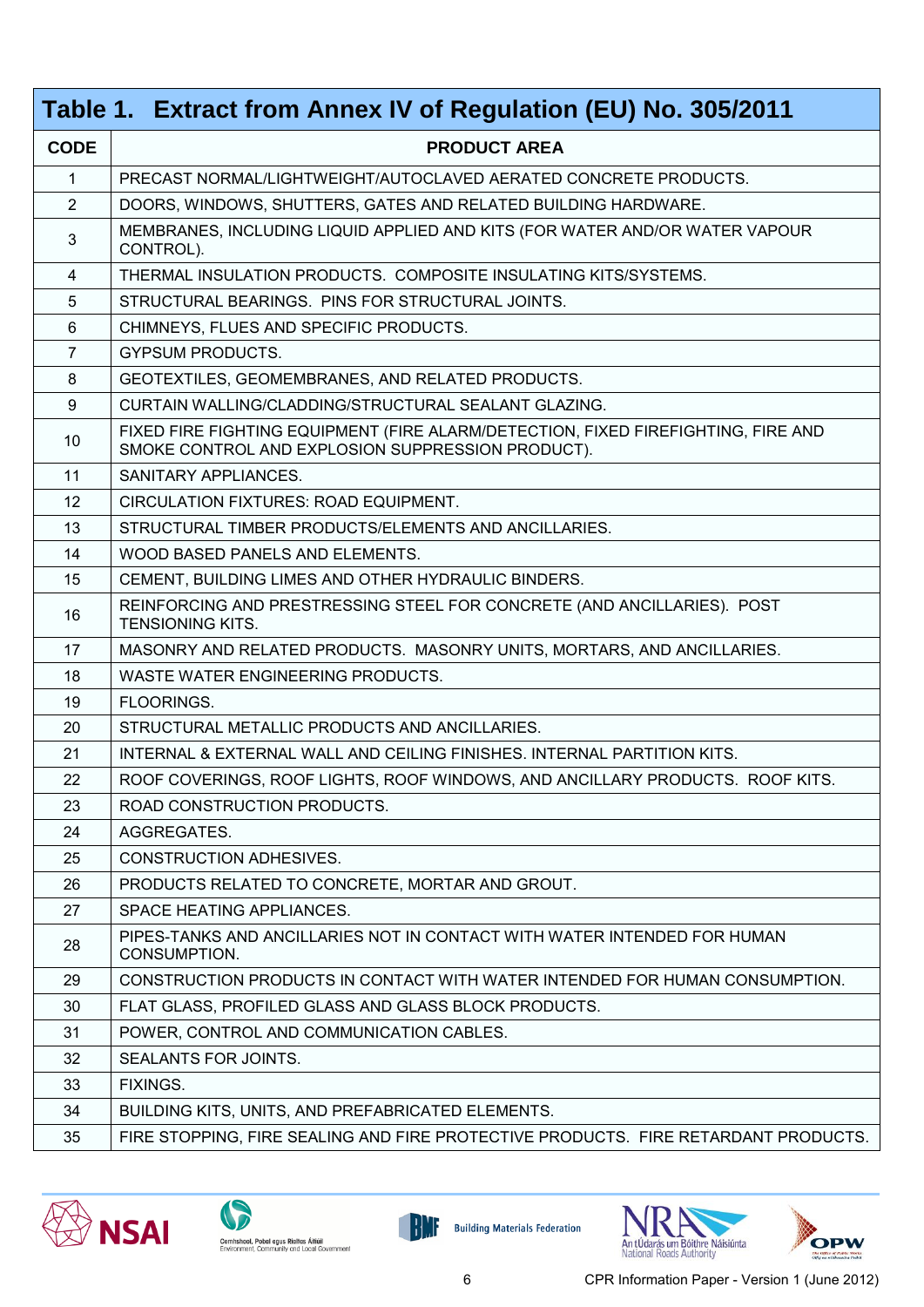| Table 1. Extract from Annex IV of Regulation (EU) No. 305/2011 | |
|---|---|
| **CODE** | **PRODUCT AREA** |
| 1 | PRECAST NORMAL/LIGHTWEIGHT/AUTOCLAVED AERATED CONCRETE PRODUCTS. |
| 2 | DOORS, WINDOWS, SHUTTERS, GATES AND RELATED BUILDING HARDWARE. |
| 3 | MEMBRANES, INCLUDING LIQUID APPLIED AND KITS (FOR WATER AND/OR WATER VAPOUR CONTROL). |
| 4 | THERMAL INSULATION PRODUCTS. COMPOSITE INSULATING KITS/SYSTEMS. |
| 5 | STRUCTURAL BEARINGS. PINS FOR STRUCTURAL JOINTS. |
| 6 | CHIMNEYS, FLUES AND SPECIFIC PRODUCTS. |
| 7 | GYPSUM PRODUCTS. |
| 8 | GEOTEXTILES, GEOMEMBRANES, AND RELATED PRODUCTS. |
| 9 | CURTAIN WALLING/CLADDING/STRUCTURAL SEALANT GLAZING. |
| 10 | FIXED FIRE FIGHTING EQUIPMENT (FIRE ALARM/DETECTION, FIXED FIREFIGHTING, FIRE AND SMOKE CONTROL AND EXPLOSION SUPPRESSION PRODUCT). |
| 11 | SANITARY APPLIANCES. |
| 12 | CIRCULATION FIXTURES: ROAD EQUIPMENT. |
| 13 | STRUCTURAL TIMBER PRODUCTS/ELEMENTS AND ANCILLARIES. |
| 14 | WOOD BASED PANELS AND ELEMENTS. |
| 15 | CEMENT, BUILDING LIMES AND OTHER HYDRAULIC BINDERS. |
| 16 | REINFORCING AND PRESTRESSING STEEL FOR CONCRETE (AND ANCILLARIES). POST TENSIONING KITS. |
| 17 | MASONRY AND RELATED PRODUCTS. MASONRY UNITS, MORTARS, AND ANCILLARIES. |
| 18 | WASTE WATER ENGINEERING PRODUCTS. |
| 19 | FLOORINGS. |
| 20 | STRUCTURAL METALLIC PRODUCTS AND ANCILLARIES. |
| 21 | INTERNAL & EXTERNAL WALL AND CEILING FINISHES. INTERNAL PARTITION KITS. |
| 22 | ROOF COVERINGS, ROOF LIGHTS, ROOF WINDOWS, AND ANCILLARY PRODUCTS. ROOF KITS. |
| 23 | ROAD CONSTRUCTION PRODUCTS. |
| 24 | AGGREGATES. |
| 25 | CONSTRUCTION ADHESIVES. |
| 26 | PRODUCTS RELATED TO CONCRETE, MORTAR AND GROUT. |
| 27 | SPACE HEATING APPLIANCES. |
| 28 | PIPES-TANKS AND ANCILLARIES NOT IN CONTACT WITH WATER INTENDED FOR HUMAN CONSUMPTION. |
| 29 | CONSTRUCTION PRODUCTS IN CONTACT WITH WATER INTENDED FOR HUMAN CONSUMPTION. |
| 30 | FLAT GLASS, PROFILED GLASS AND GLASS BLOCK PRODUCTS. |
| 31 | POWER, CONTROL AND COMMUNICATION CABLES. |
| 32 | SEALANTS FOR JOINTS. |
| 33 | FIXINGS. |
| 34 | BUILDING KITS, UNITS, AND PREFABRICATED ELEMENTS. |
| 35 | FIRE STOPPING, FIRE SEALING AND FIRE PROTECTIVE PRODUCTS. FIRE RETARDANT PRODUCTS. |